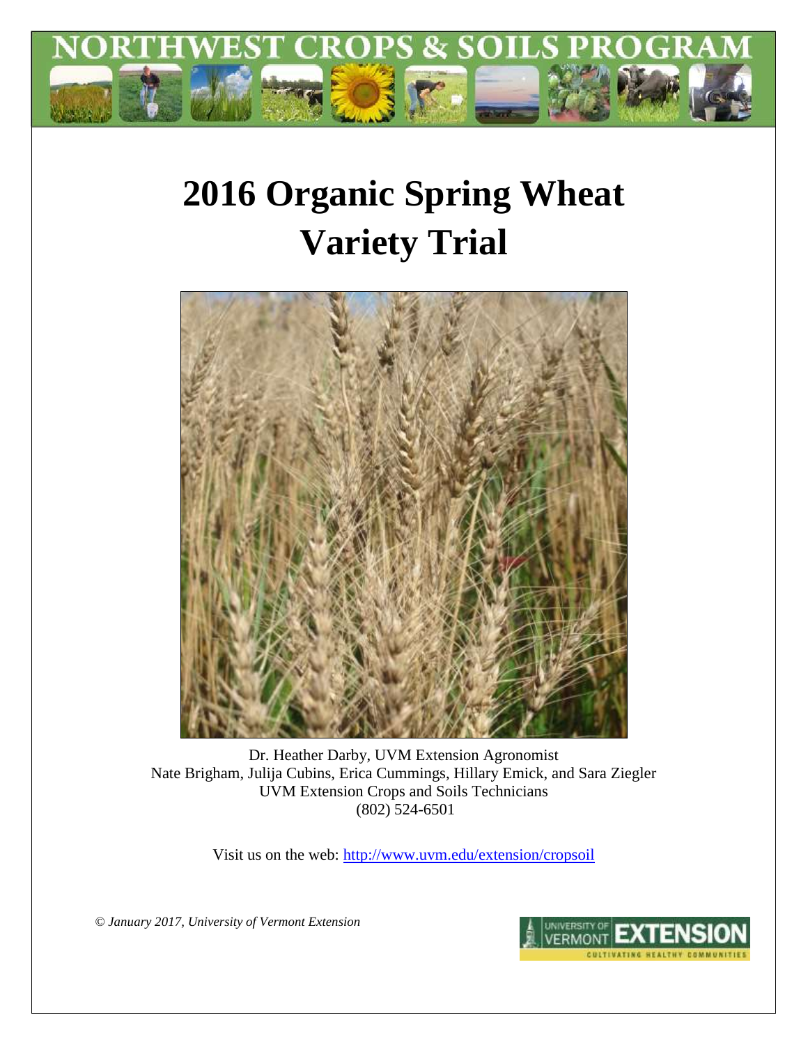# NORTHWEST CROPS & SOILS PROGRAM

# 2016 Organic Spring Wheat Variety Trial

Dr. Heather Darby, UVM Extension Agronomist
Nate Brigham, Julija Cubins, Erica Cummings, Hillary Emick, and Sara Ziegler
UVM Extension Crops and Soils Technicians
(802) 524-6501

Visit us on the web: http://www.uvm.edu/extension/cropsoil

*© January 2017, University of Vermont Extension*

UNIVERSITY OF VERMONT EXTENSION
CULTIVATING HEALTHY COMMUNITIES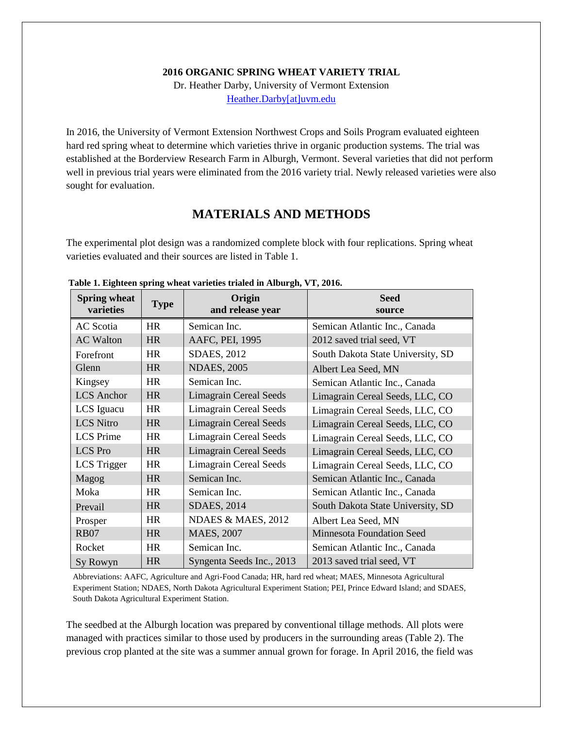**2016 ORGANIC SPRING WHEAT VARIETY TRIAL**

Dr. Heather Darby, University of Vermont Extension

Heather.Darby[at]uvm.edu

In 2016, the University of Vermont Extension Northwest Crops and Soils Program evaluated eighteen hard red spring wheat to determine which varieties thrive in organic production systems. The trial was established at the Borderview Research Farm in Alburgh, Vermont. Several varieties that did not perform well in previous trial years were eliminated from the 2016 variety trial. Newly released varieties were also sought for evaluation.

## MATERIALS AND METHODS

The experimental plot design was a randomized complete block with four replications. Spring wheat varieties evaluated and their sources are listed in Table 1.

**Table 1. Eighteen spring wheat varieties trialed in Alburgh, VT, 2016.**

| Spring wheat varieties | Type | Origin and release year | Seed source |
|---|---|---|---|
| AC Scotia | HR | Semican Inc. | Semican Atlantic Inc., Canada |
| AC Walton | HR | AAFC, PEI, 1995 | 2012 saved trial seed, VT |
| Forefront | HR | SDAES, 2012 | South Dakota State University, SD |
| Glenn | HR | NDAES, 2005 | Albert Lea Seed, MN |
| Kingsey | HR | Semican Inc. | Semican Atlantic Inc., Canada |
| LCS Anchor | HR | Limagrain Cereal Seeds | Limagrain Cereal Seeds, LLC, CO |
| LCS Iguacu | HR | Limagrain Cereal Seeds | Limagrain Cereal Seeds, LLC, CO |
| LCS Nitro | HR | Limagrain Cereal Seeds | Limagrain Cereal Seeds, LLC, CO |
| LCS Prime | HR | Limagrain Cereal Seeds | Limagrain Cereal Seeds, LLC, CO |
| LCS Pro | HR | Limagrain Cereal Seeds | Limagrain Cereal Seeds, LLC, CO |
| LCS Trigger | HR | Limagrain Cereal Seeds | Limagrain Cereal Seeds, LLC, CO |
| Magog | HR | Semican Inc. | Semican Atlantic Inc., Canada |
| Moka | HR | Semican Inc. | Semican Atlantic Inc., Canada |
| Prevail | HR | SDAES, 2014 | South Dakota State University, SD |
| Prosper | HR | NDAES & MAES, 2012 | Albert Lea Seed, MN |
| RB07 | HR | MAES, 2007 | Minnesota Foundation Seed |
| Rocket | HR | Semican Inc. | Semican Atlantic Inc., Canada |
| Sy Rowyn | HR | Syngenta Seeds Inc., 2013 | 2013 saved trial seed, VT |

Abbreviations: AAFC, Agriculture and Agri-Food Canada; HR, hard red wheat; MAES, Minnesota Agricultural Experiment Station; NDAES, North Dakota Agricultural Experiment Station; PEI, Prince Edward Island; and SDAES, South Dakota Agricultural Experiment Station.

The seedbed at the Alburgh location was prepared by conventional tillage methods. All plots were managed with practices similar to those used by producers in the surrounding areas (Table 2). The previous crop planted at the site was a summer annual grown for forage. In April 2016, the field was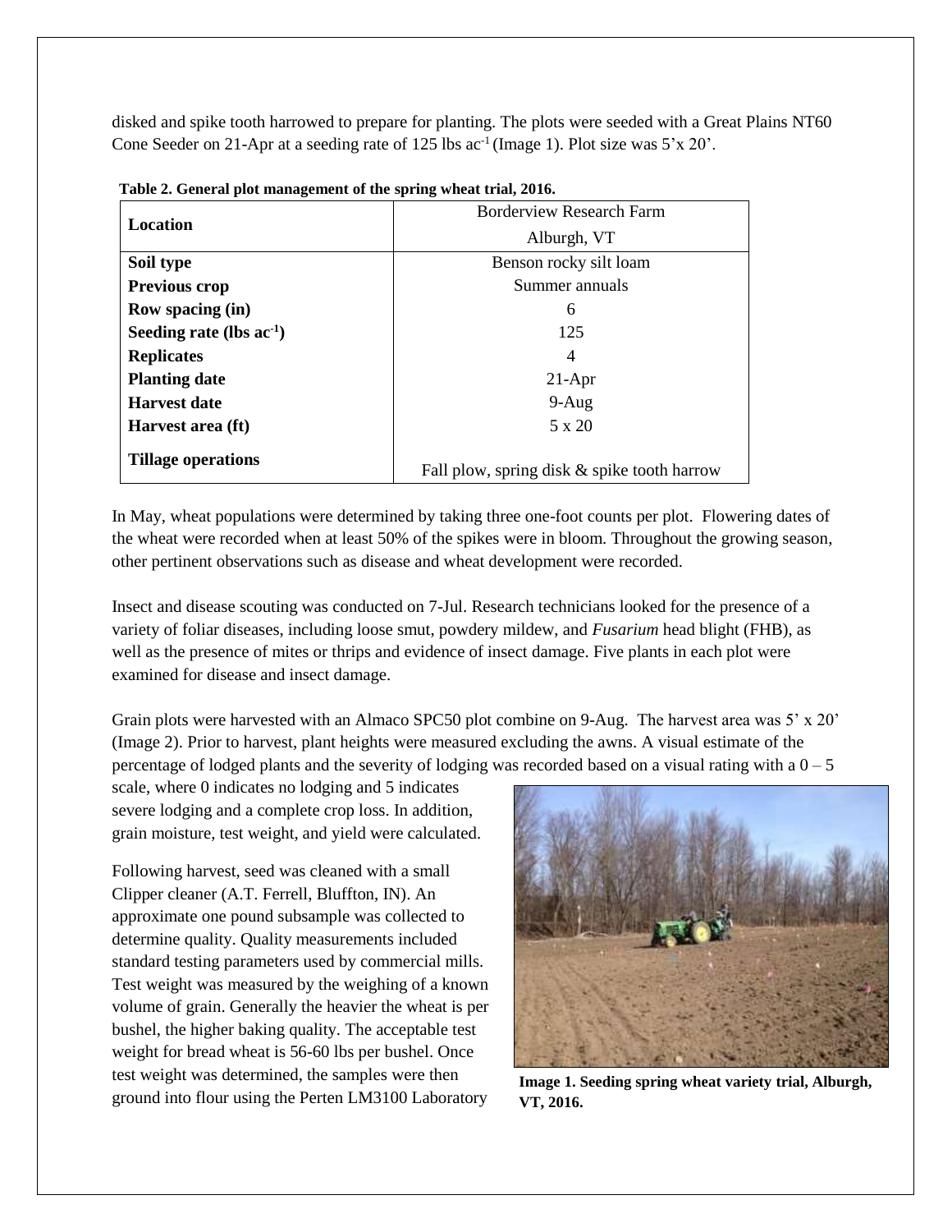disked and spike tooth harrowed to prepare for planting. The plots were seeded with a Great Plains NT60 Cone Seeder on 21-Apr at a seeding rate of 125 lbs ac$^{-1}$ (Image 1). Plot size was 5'x 20'.

**Table 2. General plot management of the spring wheat trial, 2016.**

| **Location** | Borderview Research Farm<br>Alburgh, VT |
|---|---|
| **Soil type** | Benson rocky silt loam |
| **Previous crop** | Summer annuals |
| **Row spacing (in)** | 6 |
| **Seeding rate (lbs ac$^{-1}$)** | 125 |
| **Replicates** | 4 |
| **Planting date** | 21-Apr |
| **Harvest date** | 9-Aug |
| **Harvest area (ft)** | 5 x 20 |
| **Tillage operations** | Fall plow, spring disk & spike tooth harrow |

In May, wheat populations were determined by taking three one-foot counts per plot. Flowering dates of the wheat were recorded when at least 50% of the spikes were in bloom. Throughout the growing season, other pertinent observations such as disease and wheat development were recorded.

Insect and disease scouting was conducted on 7-Jul. Research technicians looked for the presence of a variety of foliar diseases, including loose smut, powdery mildew, and *Fusarium* head blight (FHB), as well as the presence of mites or thrips and evidence of insect damage. Five plants in each plot were examined for disease and insect damage.

Grain plots were harvested with an Almaco SPC50 plot combine on 9-Aug. The harvest area was 5' x 20' (Image 2). Prior to harvest, plant heights were measured excluding the awns. A visual estimate of the percentage of lodged plants and the severity of lodging was recorded based on a visual rating with a 0 – 5 scale, where 0 indicates no lodging and 5 indicates severe lodging and a complete crop loss. In addition, grain moisture, test weight, and yield were calculated.

Following harvest, seed was cleaned with a small Clipper cleaner (A.T. Ferrell, Bluffton, IN). An approximate one pound subsample was collected to determine quality. Quality measurements included standard testing parameters used by commercial mills. Test weight was measured by the weighing of a known volume of grain. Generally the heavier the wheat is per bushel, the higher baking quality. The acceptable test weight for bread wheat is 56-60 lbs per bushel. Once test weight was determined, the samples were then ground into flour using the Perten LM3100 Laboratory

**Image 1. Seeding spring wheat variety trial, Alburgh, VT, 2016.**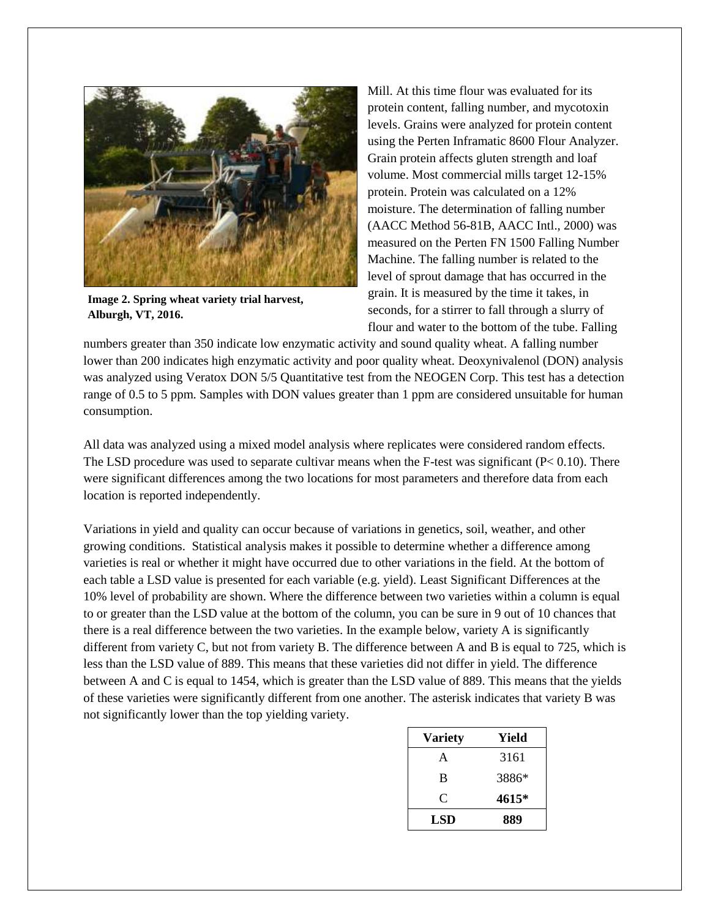Image 2. Spring wheat variety trial harvest, Alburgh, VT, 2016.

Mill. At this time flour was evaluated for its protein content, falling number, and mycotoxin levels. Grains were analyzed for protein content using the Perten Inframatic 8600 Flour Analyzer. Grain protein affects gluten strength and loaf volume. Most commercial mills target 12-15% protein. Protein was calculated on a 12% moisture. The determination of falling number (AACC Method 56-81B, AACC Intl., 2000) was measured on the Perten FN 1500 Falling Number Machine. The falling number is related to the level of sprout damage that has occurred in the grain. It is measured by the time it takes, in seconds, for a stirrer to fall through a slurry of flour and water to the bottom of the tube. Falling numbers greater than 350 indicate low enzymatic activity and sound quality wheat. A falling number lower than 200 indicates high enzymatic activity and poor quality wheat. Deoxynivalenol (DON) analysis was analyzed using Veratox DON 5/5 Quantitative test from the NEOGEN Corp. This test has a detection range of 0.5 to 5 ppm. Samples with DON values greater than 1 ppm are considered unsuitable for human consumption.

All data was analyzed using a mixed model analysis where replicates were considered random effects. The LSD procedure was used to separate cultivar means when the F-test was significant ($P < 0.10$). There were significant differences among the two locations for most parameters and therefore data from each location is reported independently.

Variations in yield and quality can occur because of variations in genetics, soil, weather, and other growing conditions. Statistical analysis makes it possible to determine whether a difference among varieties is real or whether it might have occurred due to other variations in the field. At the bottom of each table a LSD value is presented for each variable (e.g. yield). Least Significant Differences at the 10% level of probability are shown. Where the difference between two varieties within a column is equal to or greater than the LSD value at the bottom of the column, you can be sure in 9 out of 10 chances that there is a real difference between the two varieties. In the example below, variety A is significantly different from variety C, but not from variety B. The difference between A and B is equal to 725, which is less than the LSD value of 889. This means that these varieties did not differ in yield. The difference between A and C is equal to 1454, which is greater than the LSD value of 889. This means that the yields of these varieties were significantly different from one another. The asterisk indicates that variety B was not significantly lower than the top yielding variety.

| Variety | Yield |
|---|---|
| A | 3161 |
| B | 3886* |
| C | **4615*** |
| **LSD** | **889** |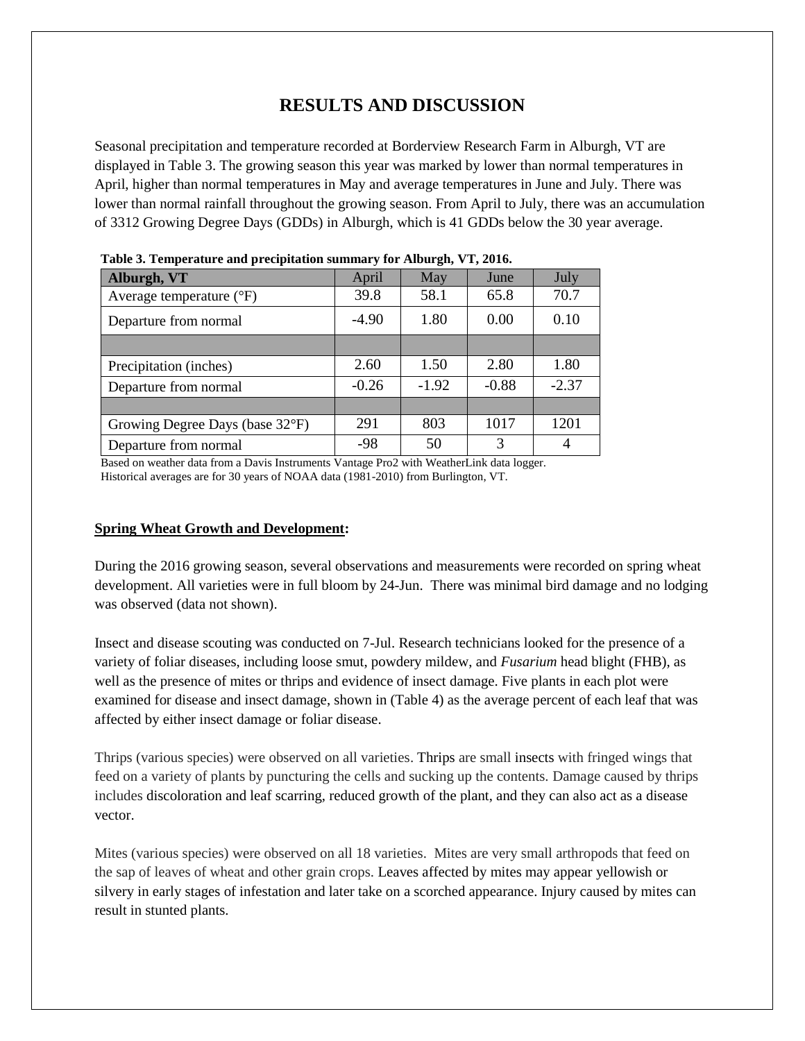# RESULTS AND DISCUSSION

Seasonal precipitation and temperature recorded at Borderview Research Farm in Alburgh, VT are displayed in Table 3. The growing season this year was marked by lower than normal temperatures in April, higher than normal temperatures in May and average temperatures in June and July. There was lower than normal rainfall throughout the growing season. From April to July, there was an accumulation of 3312 Growing Degree Days (GDDs) in Alburgh, which is 41 GDDs below the 30 year average.

**Table 3. Temperature and precipitation summary for Alburgh, VT, 2016.**

| Alburgh, VT | April | May | June | July |
|---|---|---|---|---|
| Average temperature (°F) | 39.8 | 58.1 | 65.8 | 70.7 |
| Departure from normal | -4.90 | 1.80 | 0.00 | 0.10 |
| | | | | |
| Precipitation (inches) | 2.60 | 1.50 | 2.80 | 1.80 |
| Departure from normal | -0.26 | -1.92 | -0.88 | -2.37 |
| | | | | |
| Growing Degree Days (base 32°F) | 291 | 803 | 1017 | 1201 |
| Departure from normal | -98 | 50 | 3 | 4 |

Based on weather data from a Davis Instruments Vantage Pro2 with WeatherLink data logger.
Historical averages are for 30 years of NOAA data (1981-2010) from Burlington, VT.

**Spring Wheat Growth and Development:**

During the 2016 growing season, several observations and measurements were recorded on spring wheat development. All varieties were in full bloom by 24-Jun. There was minimal bird damage and no lodging was observed (data not shown).

Insect and disease scouting was conducted on 7-Jul. Research technicians looked for the presence of a variety of foliar diseases, including loose smut, powdery mildew, and *Fusarium* head blight (FHB), as well as the presence of mites or thrips and evidence of insect damage. Five plants in each plot were examined for disease and insect damage, shown in (Table 4) as the average percent of each leaf that was affected by either insect damage or foliar disease.

Thrips (various species) were observed on all varieties. Thrips are small insects with fringed wings that feed on a variety of plants by puncturing the cells and sucking up the contents. Damage caused by thrips includes discoloration and leaf scarring, reduced growth of the plant, and they can also act as a disease vector.

Mites (various species) were observed on all 18 varieties. Mites are very small arthropods that feed on the sap of leaves of wheat and other grain crops. Leaves affected by mites may appear yellowish or silvery in early stages of infestation and later take on a scorched appearance. Injury caused by mites can result in stunted plants.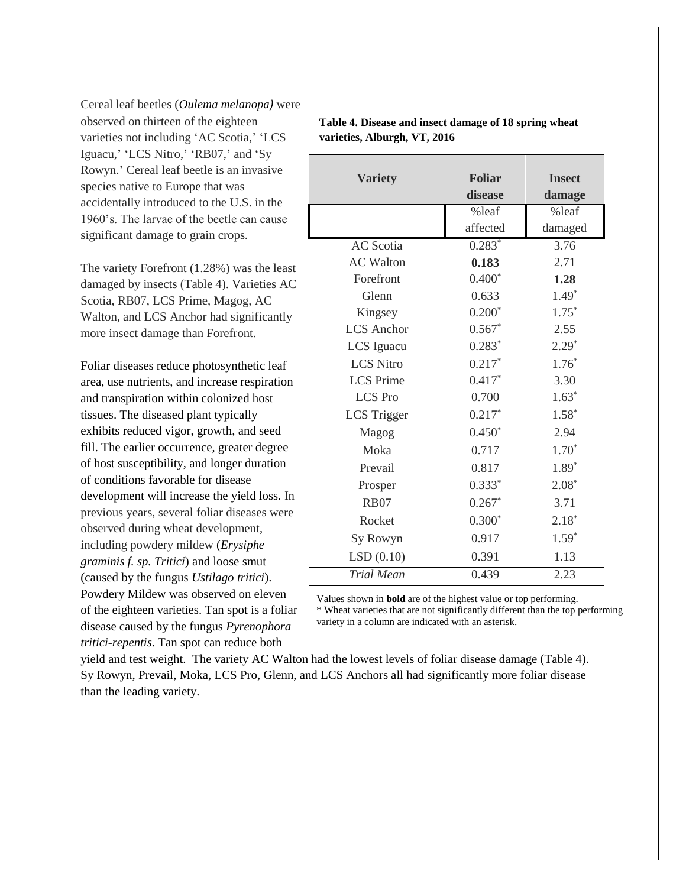Cereal leaf beetles (*Oulema melanopa)* were observed on thirteen of the eighteen varieties not including 'AC Scotia,' 'LCS Iguacu,' 'LCS Nitro,' 'RB07,' and 'Sy Rowyn.' Cereal leaf beetle is an invasive species native to Europe that was accidentally introduced to the U.S. in the 1960's. The larvae of the beetle can cause significant damage to grain crops.

The variety Forefront (1.28%) was the least damaged by insects (Table 4). Varieties AC Scotia, RB07, LCS Prime, Magog, AC Walton, and LCS Anchor had significantly more insect damage than Forefront.

Foliar diseases reduce photosynthetic leaf area, use nutrients, and increase respiration and transpiration within colonized host tissues. The diseased plant typically exhibits reduced vigor, growth, and seed fill. The earlier occurrence, greater degree of host susceptibility, and longer duration of conditions favorable for disease development will increase the yield loss. In previous years, several foliar diseases were observed during wheat development, including powdery mildew (*Erysiphe graminis f. sp. Tritici*) and loose smut (caused by the fungus *Ustilago tritici*). Powdery Mildew was observed on eleven of the eighteen varieties. Tan spot is a foliar disease caused by the fungus *Pyrenophora tritici-repentis.* Tan spot can reduce both yield and test weight. The variety AC Walton had the lowest levels of foliar disease damage (Table 4). Sy Rowyn, Prevail, Moka, LCS Pro, Glenn, and LCS Anchors all had significantly more foliar disease than the leading variety.

**Table 4. Disease and insect damage of 18 spring wheat varieties, Alburgh, VT, 2016**

| Variety | Foliar disease | Insect damage |
|---|---|---|
| | %leaf affected | %leaf damaged |
| AC Scotia | 0.283* | 3.76 |
| AC Walton | **0.183** | 2.71 |
| Forefront | 0.400* | **1.28** |
| Glenn | 0.633 | 1.49* |
| Kingsey | 0.200* | 1.75* |
| LCS Anchor | 0.567* | 2.55 |
| LCS Iguacu | 0.283* | 2.29* |
| LCS Nitro | 0.217* | 1.76* |
| LCS Prime | 0.417* | 3.30 |
| LCS Pro | 0.700 | 1.63* |
| LCS Trigger | 0.217* | 1.58* |
| Magog | 0.450* | 2.94 |
| Moka | 0.717 | 1.70* |
| Prevail | 0.817 | 1.89* |
| Prosper | 0.333* | 2.08* |
| RB07 | 0.267* | 3.71 |
| Rocket | 0.300* | 2.18* |
| Sy Rowyn | 0.917 | 1.59* |
| LSD (0.10) | 0.391 | 1.13 |
| *Trial Mean* | 0.439 | 2.23 |

Values shown in **bold** are of the highest value or top performing.
* Wheat varieties that are not significantly different than the top performing variety in a column are indicated with an asterisk.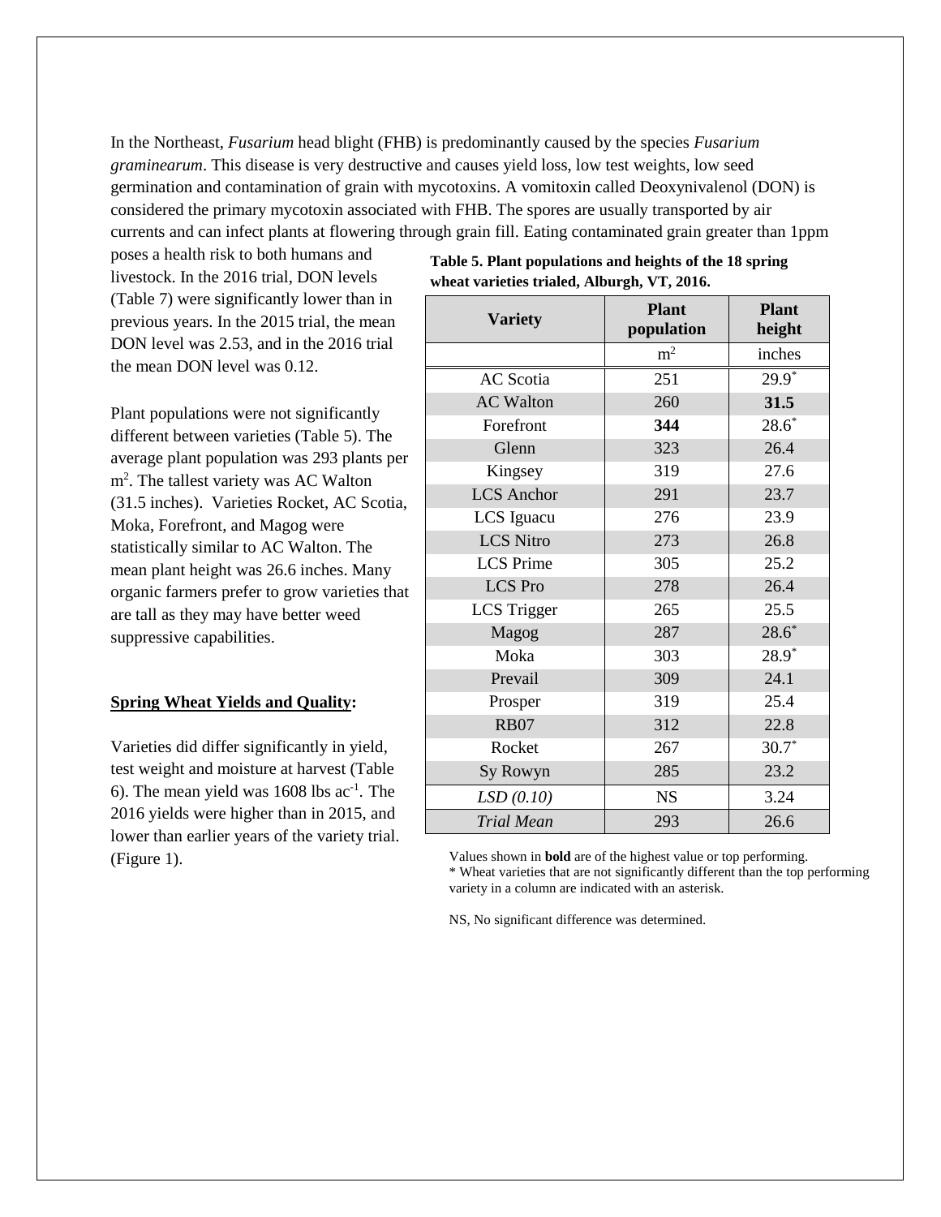In the Northeast, *Fusarium* head blight (FHB) is predominantly caused by the species *Fusarium graminearum*. This disease is very destructive and causes yield loss, low test weights, low seed germination and contamination of grain with mycotoxins. A vomitoxin called Deoxynivalenol (DON) is considered the primary mycotoxin associated with FHB. The spores are usually transported by air currents and can infect plants at flowering through grain fill. Eating contaminated grain greater than 1ppm poses a health risk to both humans and livestock. In the 2016 trial, DON levels (Table 7) were significantly lower than in previous years. In the 2015 trial, the mean DON level was 2.53, and in the 2016 trial the mean DON level was 0.12.

Plant populations were not significantly different between varieties (Table 5). The average plant population was 293 plants per $m^2$. The tallest variety was AC Walton (31.5 inches). Varieties Rocket, AC Scotia, Moka, Forefront, and Magog were statistically similar to AC Walton. The mean plant height was 26.6 inches. Many organic farmers prefer to grow varieties that are tall as they may have better weed suppressive capabilities.

**Table 5. Plant populations and heights of the 18 spring wheat varieties trialed, Alburgh, VT, 2016.**

| Variety | Plant population | Plant height |
|---|---|---|
| | $m^2$ | inches |
| AC Scotia | 251 | 29.9* |
| AC Walton | 260 | **31.5** |
| Forefront | **344** | 28.6* |
| Glenn | 323 | 26.4 |
| Kingsey | 319 | 27.6 |
| LCS Anchor | 291 | 23.7 |
| LCS Iguacu | 276 | 23.9 |
| LCS Nitro | 273 | 26.8 |
| LCS Prime | 305 | 25.2 |
| LCS Pro | 278 | 26.4 |
| LCS Trigger | 265 | 25.5 |
| Magog | 287 | 28.6* |
| Moka | 303 | 28.9* |
| Prevail | 309 | 24.1 |
| Prosper | 319 | 25.4 |
| RB07 | 312 | 22.8 |
| Rocket | 267 | 30.7* |
| Sy Rowyn | 285 | 23.2 |
| *LSD (0.10)* | NS | 3.24 |
| *Trial Mean* | 293 | 26.6 |

Values shown in **bold** are of the highest value or top performing.
* Wheat varieties that are not significantly different than the top performing variety in a column are indicated with an asterisk.

NS, No significant difference was determined.

**Spring Wheat Yields and Quality:**

Varieties did differ significantly in yield, test weight and moisture at harvest (Table 6). The mean yield was 1608 lbs $ac^{-1}$. The 2016 yields were higher than in 2015, and lower than earlier years of the variety trial. (Figure 1).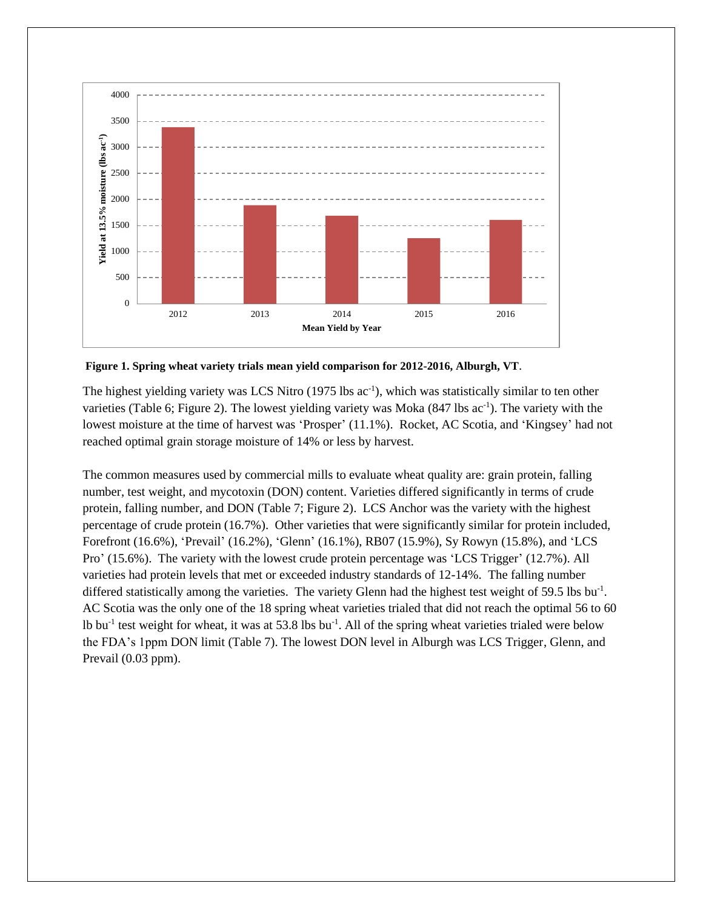**Figure 1. Spring wheat variety trials mean yield comparison for 2012-2016, Alburgh, VT**.

The highest yielding variety was LCS Nitro (1975 lbs ac$^{-1}$), which was statistically similar to ten other varieties (Table 6; Figure 2). The lowest yielding variety was Moka (847 lbs ac$^{-1}$). The variety with the lowest moisture at the time of harvest was 'Prosper' (11.1%). Rocket, AC Scotia, and 'Kingsey' had not reached optimal grain storage moisture of 14% or less by harvest.

The common measures used by commercial mills to evaluate wheat quality are: grain protein, falling number, test weight, and mycotoxin (DON) content. Varieties differed significantly in terms of crude protein, falling number, and DON (Table 7; Figure 2). LCS Anchor was the variety with the highest percentage of crude protein (16.7%). Other varieties that were significantly similar for protein included, Forefront (16.6%), 'Prevail' (16.2%), 'Glenn' (16.1%), RB07 (15.9%), Sy Rowyn (15.8%), and 'LCS Pro' (15.6%). The variety with the lowest crude protein percentage was 'LCS Trigger' (12.7%). All varieties had protein levels that met or exceeded industry standards of 12-14%. The falling number differed statistically among the varieties. The variety Glenn had the highest test weight of 59.5 lbs bu$^{-1}$. AC Scotia was the only one of the 18 spring wheat varieties trialed that did not reach the optimal 56 to 60 lb bu$^{-1}$ test weight for wheat, it was at 53.8 lbs bu$^{-1}$. All of the spring wheat varieties trialed were below the FDA's 1ppm DON limit (Table 7). The lowest DON level in Alburgh was LCS Trigger, Glenn, and Prevail (0.03 ppm).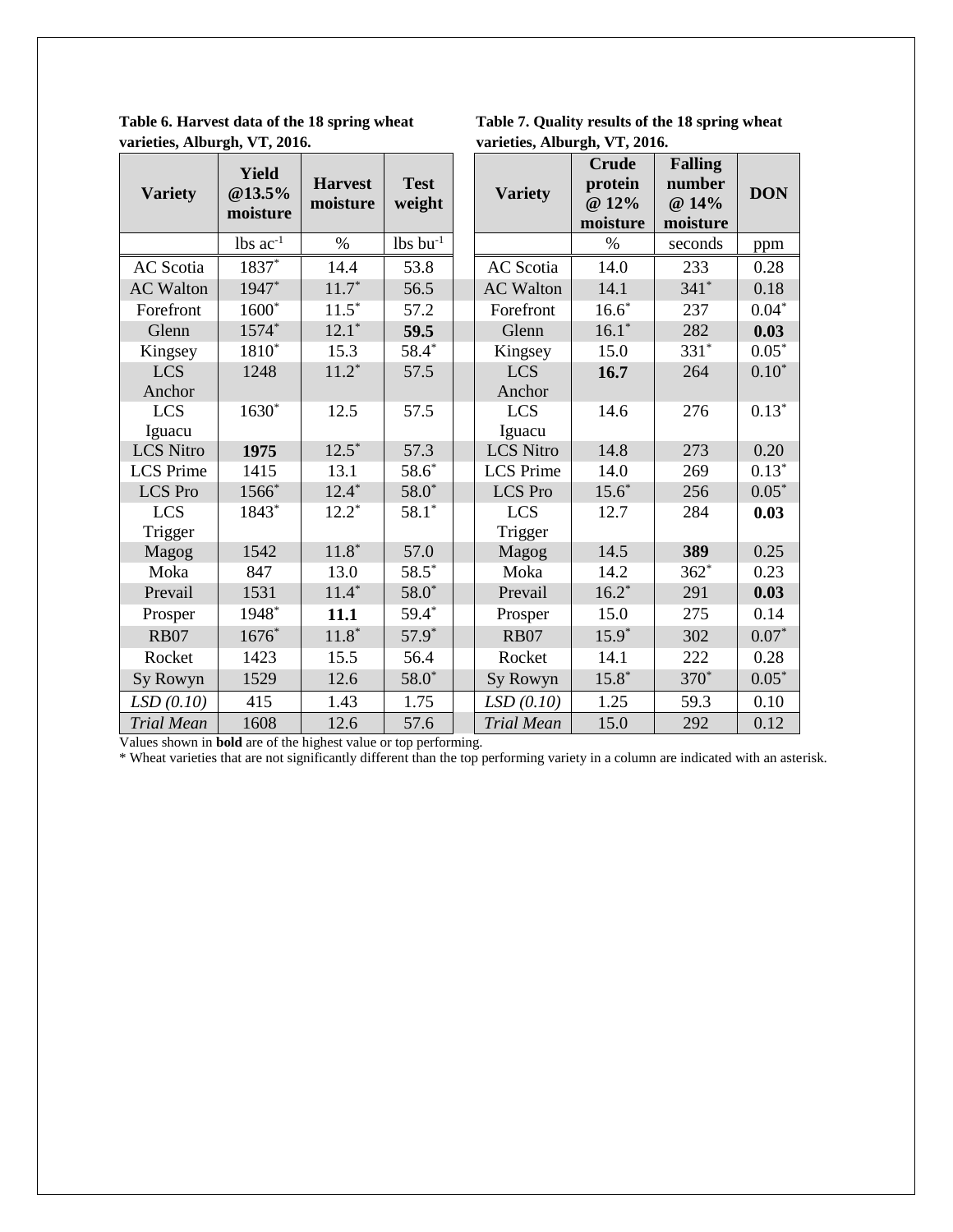**Table 6. Harvest data of the 18 spring wheat varieties, Alburgh, VT, 2016.**

| Variety | Yield @13.5% moisture | Harvest moisture | Test weight |
|---|---|---|---|
| | lbs $ac^{-1}$ | % | lbs $bu^{-1}$ |
| AC Scotia | 1837* | 14.4 | 53.8 |
| AC Walton | 1947* | 11.7* | 56.5 |
| Forefront | 1600* | 11.5* | 57.2 |
| Glenn | 1574* | 12.1* | **59.5** |
| Kingsey | 1810* | 15.3 | 58.4* |
| LCS Anchor | 1248 | 11.2* | 57.5 |
| LCS Iguacu | 1630* | 12.5 | 57.5 |
| LCS Nitro | **1975** | 12.5* | 57.3 |
| LCS Prime | 1415 | 13.1 | 58.6* |
| LCS Pro | 1566* | 12.4* | 58.0* |
| LCS Trigger | 1843* | 12.2* | 58.1* |
| Magog | 1542 | 11.8* | 57.0 |
| Moka | 847 | 13.0 | 58.5* |
| Prevail | 1531 | 11.4* | 58.0* |
| Prosper | 1948* | **11.1** | 59.4* |
| RB07 | 1676* | 11.8* | 57.9* |
| Rocket | 1423 | 15.5 | 56.4 |
| Sy Rowyn | 1529 | 12.6 | 58.0* |
| *LSD (0.10)* | 415 | 1.43 | 1.75 |
| *Trial Mean* | 1608 | 12.6 | 57.6 |

**Table 7. Quality results of the 18 spring wheat varieties, Alburgh, VT, 2016.**

| Variety | Crude protein @ 12% moisture | Falling number @ 14% moisture | DON |
|---|---|---|---|
| | % | seconds | ppm |
| AC Scotia | 14.0 | 233 | 0.28 |
| AC Walton | 14.1 | 341* | 0.18 |
| Forefront | 16.6* | 237 | 0.04* |
| Glenn | 16.1* | 282 | **0.03** |
| Kingsey | 15.0 | 331* | 0.05* |
| LCS Anchor | **16.7** | 264 | 0.10* |
| LCS Iguacu | 14.6 | 276 | 0.13* |
| LCS Nitro | 14.8 | 273 | 0.20 |
| LCS Prime | 14.0 | 269 | 0.13* |
| LCS Pro | 15.6* | 256 | 0.05* |
| LCS Trigger | 12.7 | 284 | **0.03** |
| Magog | 14.5 | **389** | 0.25 |
| Moka | 14.2 | 362* | 0.23 |
| Prevail | 16.2* | 291 | **0.03** |
| Prosper | 15.0 | 275 | 0.14 |
| RB07 | 15.9* | 302 | 0.07* |
| Rocket | 14.1 | 222 | 0.28 |
| Sy Rowyn | 15.8* | 370* | 0.05* |
| *LSD (0.10)* | 1.25 | 59.3 | 0.10 |
| *Trial Mean* | 15.0 | 292 | 0.12 |

Values shown in **bold** are of the highest value or top performing.

* Wheat varieties that are not significantly different than the top performing variety in a column are indicated with an asterisk.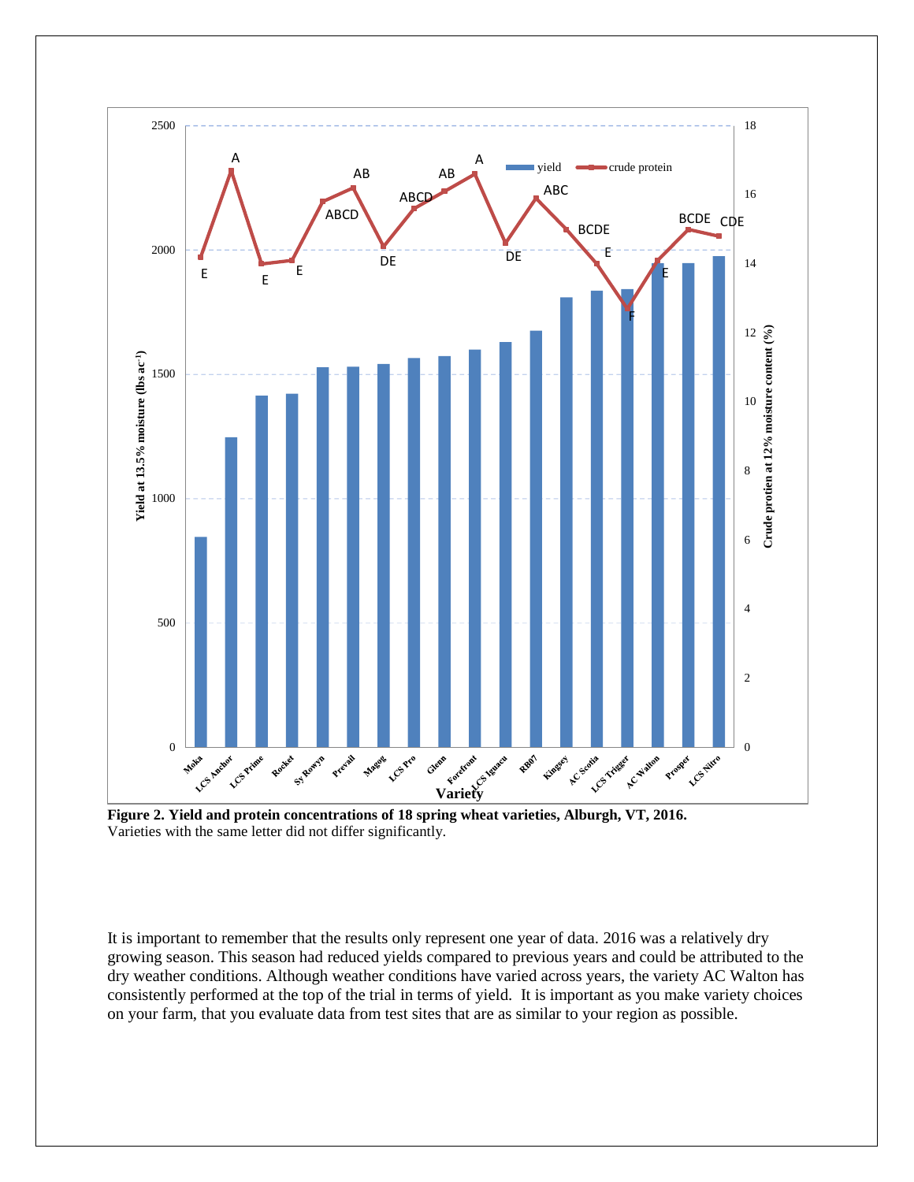**Figure 2. Yield and protein concentrations of 18 spring wheat varieties, Alburgh, VT, 2016.**
Varieties with the same letter did not differ significantly.

It is important to remember that the results only represent one year of data. 2016 was a relatively dry growing season. This season had reduced yields compared to previous years and could be attributed to the dry weather conditions. Although weather conditions have varied across years, the variety AC Walton has consistently performed at the top of the trial in terms of yield. It is important as you make variety choices on your farm, that you evaluate data from test sites that are as similar to your region as possible.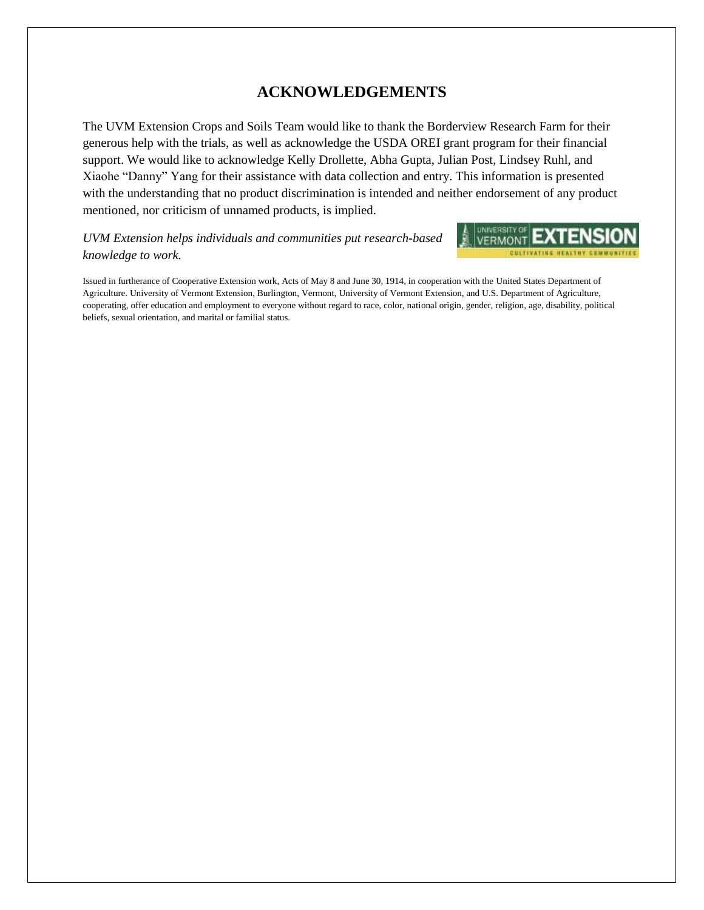## ACKNOWLEDGEMENTS

The UVM Extension Crops and Soils Team would like to thank the Borderview Research Farm for their generous help with the trials, as well as acknowledge the USDA OREI grant program for their financial support. We would like to acknowledge Kelly Drollette, Abha Gupta, Julian Post, Lindsey Ruhl, and Xiaohe "Danny" Yang for their assistance with data collection and entry. This information is presented with the understanding that no product discrimination is intended and neither endorsement of any product mentioned, nor criticism of unnamed products, is implied.

*UVM Extension helps individuals and communities put research-based knowledge to work.*

Issued in furtherance of Cooperative Extension work, Acts of May 8 and June 30, 1914, in cooperation with the United States Department of Agriculture. University of Vermont Extension, Burlington, Vermont, University of Vermont Extension, and U.S. Department of Agriculture, cooperating, offer education and employment to everyone without regard to race, color, national origin, gender, religion, age, disability, political beliefs, sexual orientation, and marital or familial status.